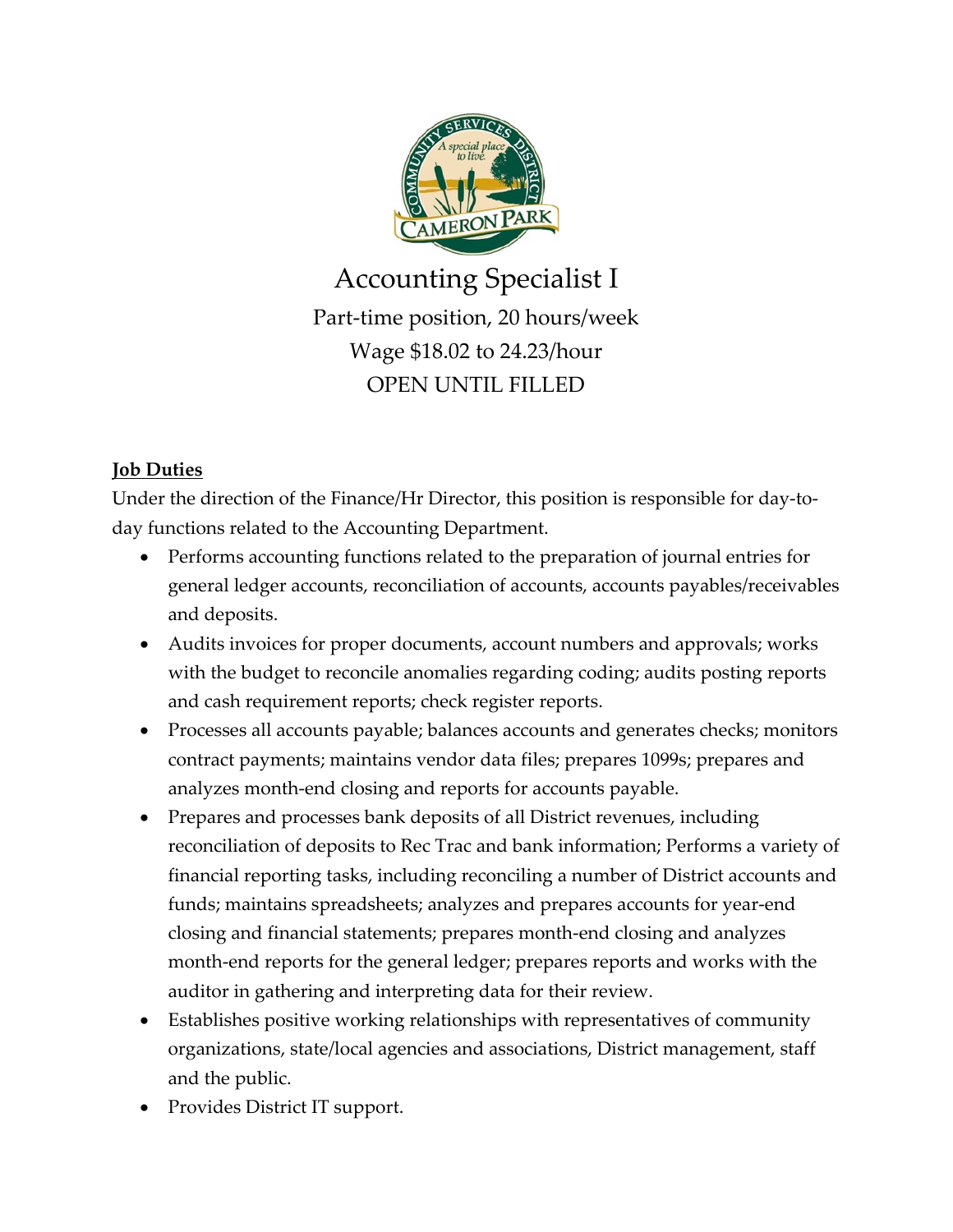# Accounting Specialist I

Part-time position, 20 hours/week

Wage $18.02 to 24.23/hour

OPEN UNTIL FILLED

## **Job Duties**

Under the direction of the Finance/Hr Director, this position is responsible for day-to-day functions related to the Accounting Department.

- Performs accounting functions related to the preparation of journal entries for general ledger accounts, reconciliation of accounts, accounts payables/receivables and deposits.
- Audits invoices for proper documents, account numbers and approvals; works with the budget to reconcile anomalies regarding coding; audits posting reports and cash requirement reports; check register reports.
- Processes all accounts payable; balances accounts and generates checks; monitors contract payments; maintains vendor data files; prepares 1099s; prepares and analyzes month-end closing and reports for accounts payable.
- Prepares and processes bank deposits of all District revenues, including reconciliation of deposits to Rec Trac and bank information; Performs a variety of financial reporting tasks, including reconciling a number of District accounts and funds; maintains spreadsheets; analyzes and prepares accounts for year-end closing and financial statements; prepares month-end closing and analyzes month-end reports for the general ledger; prepares reports and works with the auditor in gathering and interpreting data for their review.
- Establishes positive working relationships with representatives of community organizations, state/local agencies and associations, District management, staff and the public.
- Provides District IT support.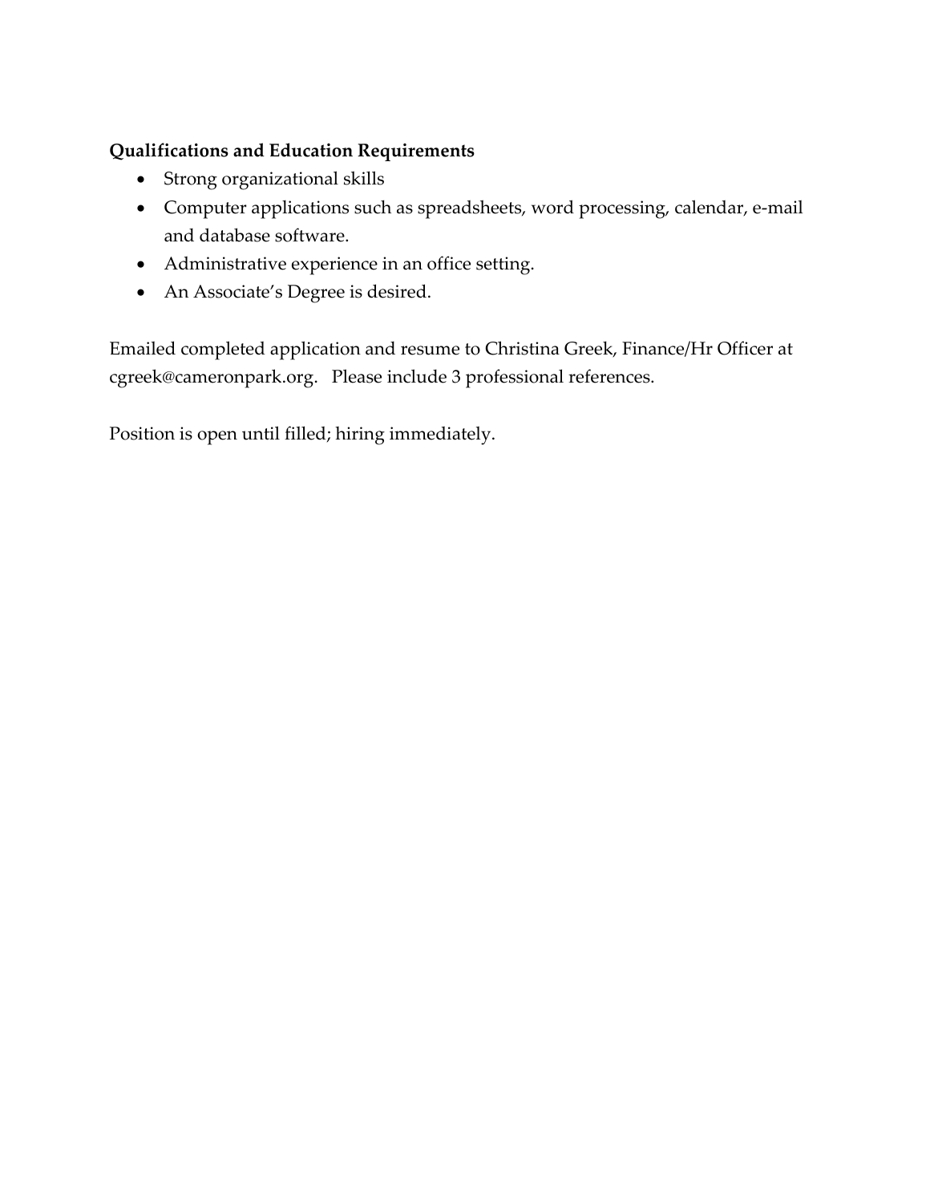**Qualifications and Education Requirements**

- Strong organizational skills
- Computer applications such as spreadsheets, word processing, calendar, e-mail and database software.
- Administrative experience in an office setting.
- An Associate's Degree is desired.

Emailed completed application and resume to Christina Greek, Finance/Hr Officer at cgreek@cameronpark.org. Please include 3 professional references.

Position is open until filled; hiring immediately.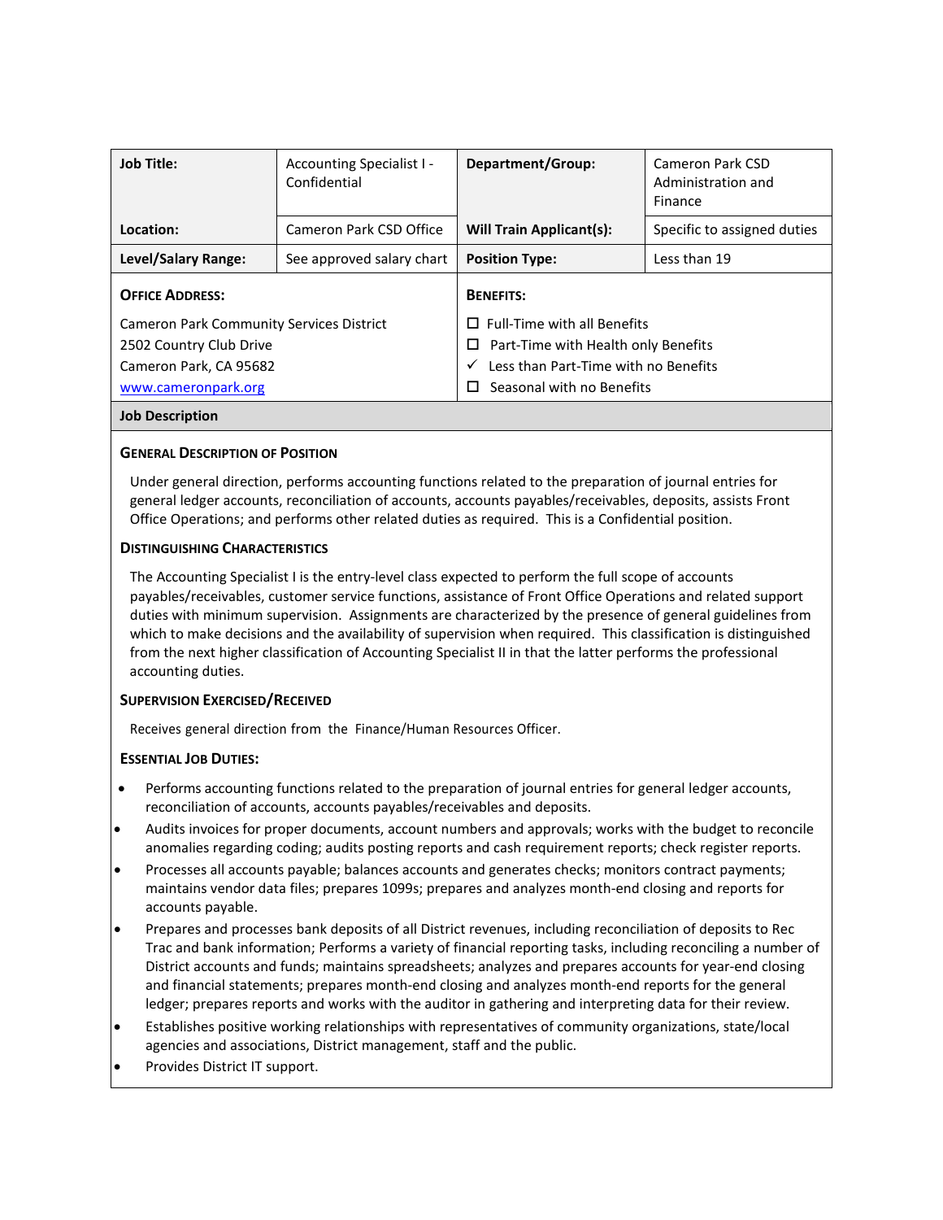| Job Title: | Accounting Specialist I - Confidential | Department/Group: | Cameron Park CSD Administration and Finance |
|---|---|---|---|
| Location: | Cameron Park CSD Office | Will Train Applicant(s): | Specific to assigned duties |
| Level/Salary Range: | See approved salary chart | Position Type: | Less than 19 |

| OFFICE ADDRESS: | BENEFITS: |
|---|---|
| Cameron Park Community Services District<br>2502 Country Club Drive<br>Cameron Park, CA 95682<br>www.cameronpark.org | ☐ Full-Time with all Benefits<br>☐ Part-Time with Health only Benefits<br>✓ Less than Part-Time with no Benefits<br>☐ Seasonal with no Benefits |

## Job Description

### GENERAL DESCRIPTION OF POSITION

Under general direction, performs accounting functions related to the preparation of journal entries for general ledger accounts, reconciliation of accounts, accounts payables/receivables, deposits, assists Front Office Operations; and performs other related duties as required. This is a Confidential position.

### DISTINGUISHING CHARACTERISTICS

The Accounting Specialist I is the entry-level class expected to perform the full scope of accounts payables/receivables, customer service functions, assistance of Front Office Operations and related support duties with minimum supervision. Assignments are characterized by the presence of general guidelines from which to make decisions and the availability of supervision when required. This classification is distinguished from the next higher classification of Accounting Specialist II in that the latter performs the professional accounting duties.

### SUPERVISION EXERCISED/RECEIVED

Receives general direction from the Finance/Human Resources Officer.

### ESSENTIAL JOB DUTIES:

- Performs accounting functions related to the preparation of journal entries for general ledger accounts, reconciliation of accounts, accounts payables/receivables and deposits.
- Audits invoices for proper documents, account numbers and approvals; works with the budget to reconcile anomalies regarding coding; audits posting reports and cash requirement reports; check register reports.
- Processes all accounts payable; balances accounts and generates checks; monitors contract payments; maintains vendor data files; prepares 1099s; prepares and analyzes month-end closing and reports for accounts payable.
- Prepares and processes bank deposits of all District revenues, including reconciliation of deposits to Rec Trac and bank information; Performs a variety of financial reporting tasks, including reconciling a number of District accounts and funds; maintains spreadsheets; analyzes and prepares accounts for year-end closing and financial statements; prepares month-end closing and analyzes month-end reports for the general ledger; prepares reports and works with the auditor in gathering and interpreting data for their review.
- Establishes positive working relationships with representatives of community organizations, state/local agencies and associations, District management, staff and the public.
- Provides District IT support.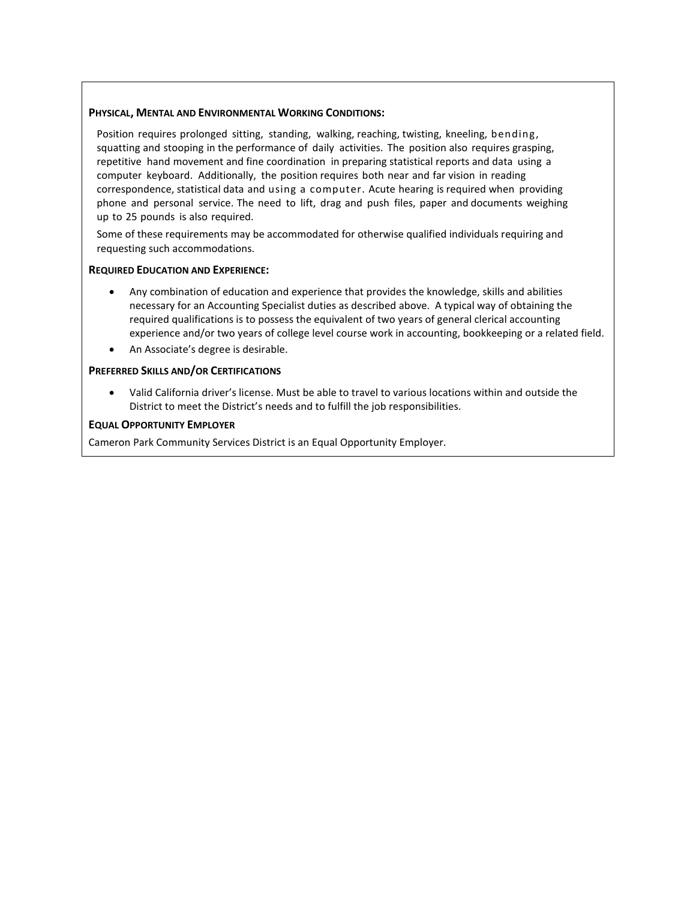**PHYSICAL, MENTAL AND ENVIRONMENTAL WORKING CONDITIONS:**

Position requires prolonged sitting, standing, walking, reaching, twisting, kneeling, bending, squatting and stooping in the performance of daily activities. The position also requires grasping, repetitive hand movement and fine coordination in preparing statistical reports and data using a computer keyboard. Additionally, the position requires both near and far vision in reading correspondence, statistical data and using a computer. Acute hearing is required when providing phone and personal service. The need to lift, drag and push files, paper and documents weighing up to 25 pounds is also required.

Some of these requirements may be accommodated for otherwise qualified individuals requiring and requesting such accommodations.

**REQUIRED EDUCATION AND EXPERIENCE:**

- Any combination of education and experience that provides the knowledge, skills and abilities necessary for an Accounting Specialist duties as described above. A typical way of obtaining the required qualifications is to possess the equivalent of two years of general clerical accounting experience and/or two years of college level course work in accounting, bookkeeping or a related field.
- An Associate's degree is desirable.

**PREFERRED SKILLS AND/OR CERTIFICATIONS**

- Valid California driver's license. Must be able to travel to various locations within and outside the District to meet the District's needs and to fulfill the job responsibilities.

**EQUAL OPPORTUNITY EMPLOYER**

Cameron Park Community Services District is an Equal Opportunity Employer.